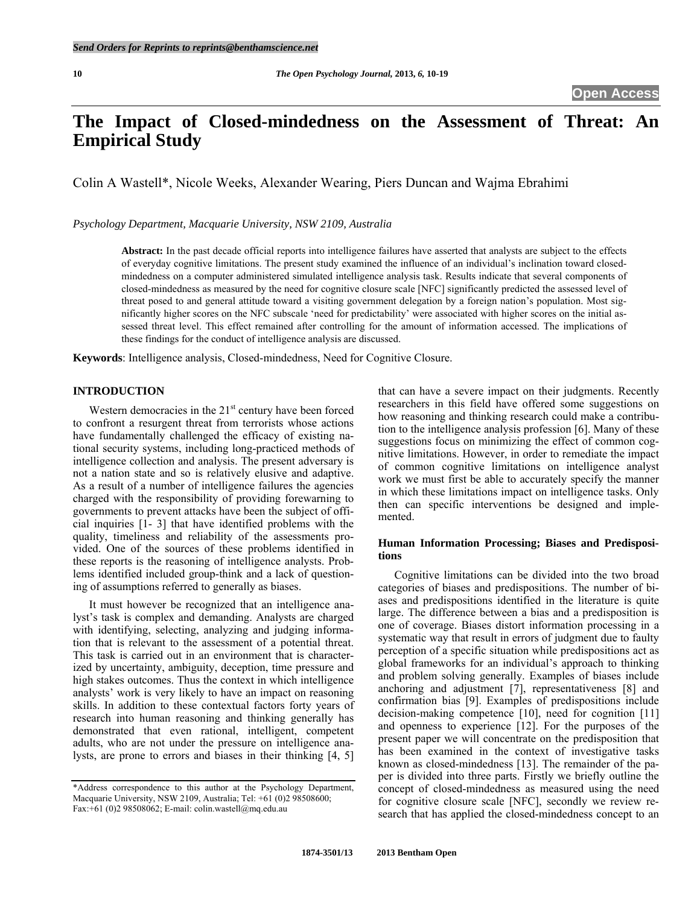# The Impact of Closed-mindedness on the Assessment of Threat: An Empirical Study

Colin A Wastell*, Nicole Weeks, Alexander Wearing, Piers Duncan and Wajma Ebrahimi

*Psychology Department, Macquarie University, NSW 2109, Australia*

**Abstract:** In the past decade official reports into intelligence failures have asserted that analysts are subject to the effects of everyday cognitive limitations. The present study examined the influence of an individual's inclination toward closed-mindedness on a computer administered simulated intelligence analysis task. Results indicate that several components of closed-mindedness as measured by the need for cognitive closure scale [NFC] significantly predicted the assessed level of threat posed to and general attitude toward a visiting government delegation by a foreign nation's population. Most significantly higher scores on the NFC subscale 'need for predictability' were associated with higher scores on the initial assessed threat level. This effect remained after controlling for the amount of information accessed. The implications of these findings for the conduct of intelligence analysis are discussed.

**Keywords**: Intelligence analysis, Closed-mindedness, Need for Cognitive Closure.

## INTRODUCTION

Western democracies in the 21[st] century have been forced to confront a resurgent threat from terrorists whose actions have fundamentally challenged the efficacy of existing national security systems, including long-practiced methods of intelligence collection and analysis. The present adversary is not a nation state and so is relatively elusive and adaptive. As a result of a number of intelligence failures the agencies charged with the responsibility of providing forewarning to governments to prevent attacks have been the subject of official inquiries [1- 3] that have identified problems with the quality, timeliness and reliability of the assessments provided. One of the sources of these problems identified in these reports is the reasoning of intelligence analysts. Problems identified included group-think and a lack of questioning of assumptions referred to generally as biases.

It must however be recognized that an intelligence analyst's task is complex and demanding. Analysts are charged with identifying, selecting, analyzing and judging information that is relevant to the assessment of a potential threat. This task is carried out in an environment that is characterized by uncertainty, ambiguity, deception, time pressure and high stakes outcomes. Thus the context in which intelligence analysts' work is very likely to have an impact on reasoning skills. In addition to these contextual factors forty years of research into human reasoning and thinking generally has demonstrated that even rational, intelligent, competent adults, who are not under the pressure on intelligence analysts, are prone to errors and biases in their thinking [4, 5] that can have a severe impact on their judgments. Recently researchers in this field have offered some suggestions on how reasoning and thinking research could make a contribution to the intelligence analysis profession [6]. Many of these suggestions focus on minimizing the effect of common cognitive limitations. However, in order to remediate the impact of common cognitive limitations on intelligence analyst work we must first be able to accurately specify the manner in which these limitations impact on intelligence tasks. Only then can specific interventions be designed and implemented.

### Human Information Processing; Biases and Predispositions

Cognitive limitations can be divided into the two broad categories of biases and predispositions. The number of biases and predispositions identified in the literature is quite large. The difference between a bias and a predisposition is one of coverage. Biases distort information processing in a systematic way that result in errors of judgment due to faulty perception of a specific situation while predispositions act as global frameworks for an individual's approach to thinking and problem solving generally. Examples of biases include anchoring and adjustment [7], representativeness [8] and confirmation bias [9]. Examples of predispositions include decision-making competence [10], need for cognition [11] and openness to experience [12]. For the purposes of the present paper we will concentrate on the predisposition that has been examined in the context of investigative tasks known as closed-mindedness [13]. The remainder of the paper is divided into three parts. Firstly we briefly outline the concept of closed-mindedness as measured using the need for cognitive closure scale [NFC], secondly we review research that has applied the closed-mindedness concept to an

*Address correspondence to this author at the Psychology Department, Macquarie University, NSW 2109, Australia; Tel: +61 (0)2 98508600; Fax:+61 (0)2 98508062; E-mail: colin.wastell@mq.edu.au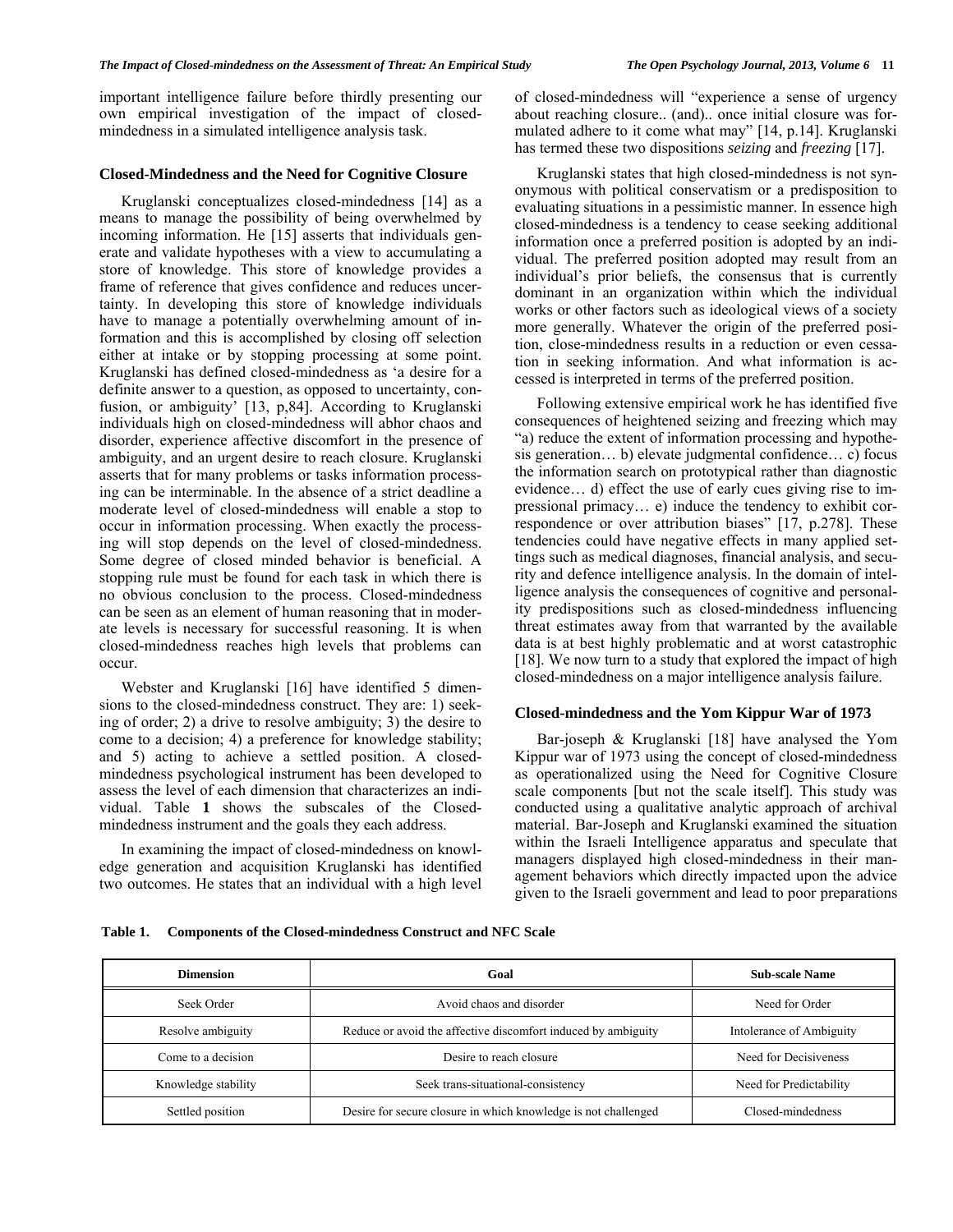important intelligence failure before thirdly presenting our own empirical investigation of the impact of closed-mindedness in a simulated intelligence analysis task.

### Closed-Mindedness and the Need for Cognitive Closure

Kruglanski conceptualizes closed-mindedness [14] as a means to manage the possibility of being overwhelmed by incoming information. He [15] asserts that individuals generate and validate hypotheses with a view to accumulating a store of knowledge. This store of knowledge provides a frame of reference that gives confidence and reduces uncertainty. In developing this store of knowledge individuals have to manage a potentially overwhelming amount of information and this is accomplished by closing off selection either at intake or by stopping processing at some point. Kruglanski has defined closed-mindedness as 'a desire for a definite answer to a question, as opposed to uncertainty, confusion, or ambiguity' [13, p,84]. According to Kruglanski individuals high on closed-mindedness will abhor chaos and disorder, experience affective discomfort in the presence of ambiguity, and an urgent desire to reach closure. Kruglanski asserts that for many problems or tasks information processing can be interminable. In the absence of a strict deadline a moderate level of closed-mindedness will enable a stop to occur in information processing. When exactly the processing will stop depends on the level of closed-mindedness. Some degree of closed minded behavior is beneficial. A stopping rule must be found for each task in which there is no obvious conclusion to the process. Closed-mindedness can be seen as an element of human reasoning that in moderate levels is necessary for successful reasoning. It is when closed-mindedness reaches high levels that problems can occur.

Webster and Kruglanski [16] have identified 5 dimensions to the closed-mindedness construct. They are: 1) seeking of order; 2) a drive to resolve ambiguity; 3) the desire to come to a decision; 4) a preference for knowledge stability; and 5) acting to achieve a settled position. A closed-mindedness psychological instrument has been developed to assess the level of each dimension that characterizes an individual. Table **1** shows the subscales of the Closed-mindedness instrument and the goals they each address.

In examining the impact of closed-mindedness on knowledge generation and acquisition Kruglanski has identified two outcomes. He states that an individual with a high level of closed-mindedness will "experience a sense of urgency about reaching closure.. (and).. once initial closure was formulated adhere to it come what may" [14, p.14]. Kruglanski has termed these two dispositions *seizing* and *freezing* [17].

Kruglanski states that high closed-mindedness is not synonymous with political conservatism or a predisposition to evaluating situations in a pessimistic manner. In essence high closed-mindedness is a tendency to cease seeking additional information once a preferred position is adopted by an individual. The preferred position adopted may result from an individual's prior beliefs, the consensus that is currently dominant in an organization within which the individual works or other factors such as ideological views of a society more generally. Whatever the origin of the preferred position, close-mindedness results in a reduction or even cessation in seeking information. And what information is accessed is interpreted in terms of the preferred position.

Following extensive empirical work he has identified five consequences of heightened seizing and freezing which may "a) reduce the extent of information processing and hypothesis generation… b) elevate judgmental confidence… c) focus the information search on prototypical rather than diagnostic evidence… d) effect the use of early cues giving rise to impressional primacy… e) induce the tendency to exhibit correspondence or over attribution biases" [17, p.278]. These tendencies could have negative effects in many applied settings such as medical diagnoses, financial analysis, and security and defence intelligence analysis. In the domain of intelligence analysis the consequences of cognitive and personality predispositions such as closed-mindedness influencing threat estimates away from that warranted by the available data is at best highly problematic and at worst catastrophic [18]. We now turn to a study that explored the impact of high closed-mindedness on a major intelligence analysis failure.

### Closed-mindedness and the Yom Kippur War of 1973

Bar-joseph & Kruglanski [18] have analysed the Yom Kippur war of 1973 using the concept of closed-mindedness as operationalized using the Need for Cognitive Closure scale components [but not the scale itself]. This study was conducted using a qualitative analytic approach of archival material. Bar-Joseph and Kruglanski examined the situation within the Israeli Intelligence apparatus and speculate that managers displayed high closed-mindedness in their management behaviors which directly impacted upon the advice given to the Israeli government and lead to poor preparations

**Table 1. Components of the Closed-mindedness Construct and NFC Scale**

| Dimension | Goal | Sub-scale Name |
|---|---|---|
| Seek Order | Avoid chaos and disorder | Need for Order |
| Resolve ambiguity | Reduce or avoid the affective discomfort induced by ambiguity | Intolerance of Ambiguity |
| Come to a decision | Desire to reach closure | Need for Decisiveness |
| Knowledge stability | Seek trans-situational-consistency | Need for Predictability |
| Settled position | Desire for secure closure in which knowledge is not challenged | Closed-mindedness |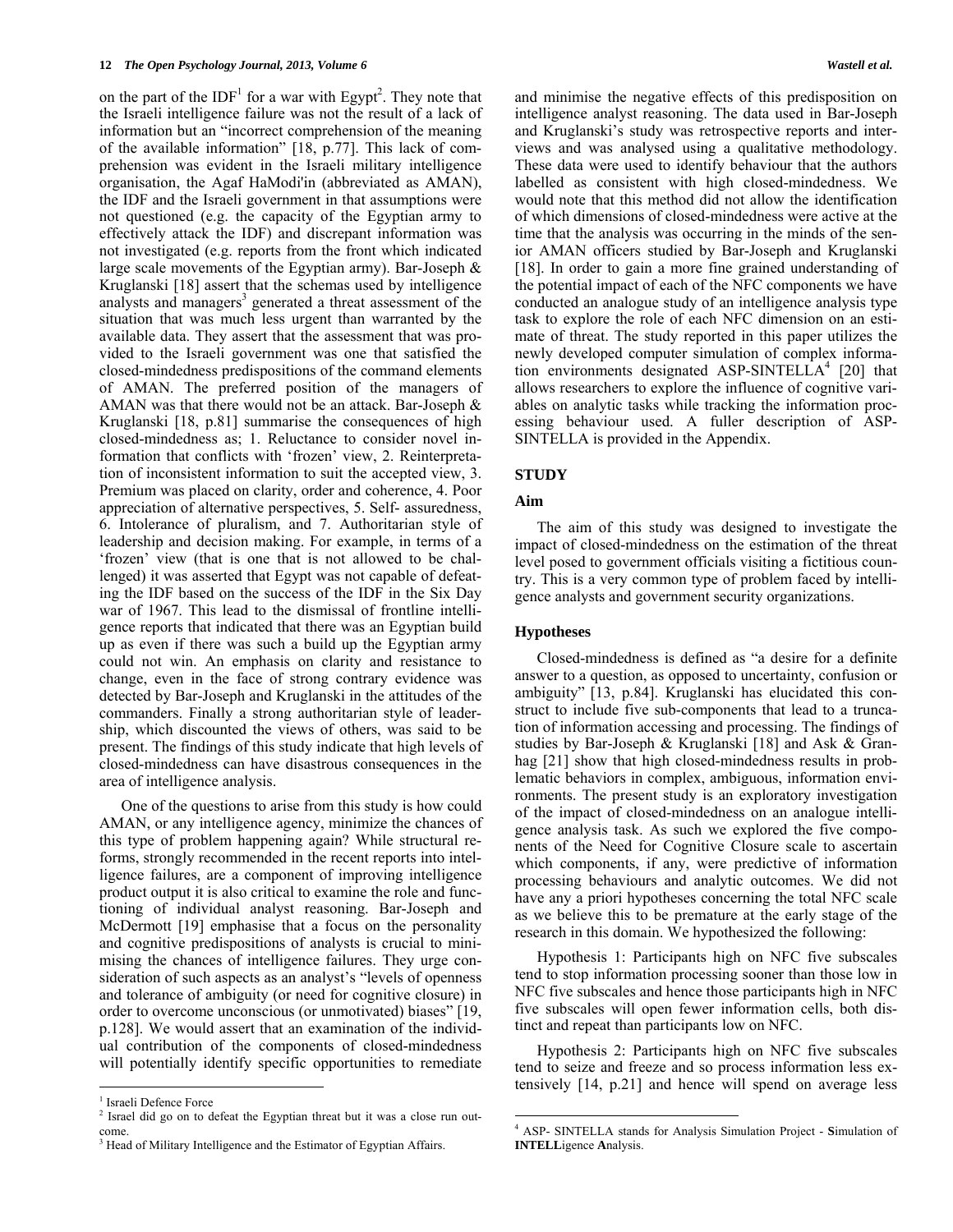on the part of the IDF[1] for a war with Egypt[2]. They note that the Israeli intelligence failure was not the result of a lack of information but an "incorrect comprehension of the meaning of the available information" [18, p.77]. This lack of comprehension was evident in the Israeli military intelligence organisation, the Agaf HaModi'in (abbreviated as AMAN), the IDF and the Israeli government in that assumptions were not questioned (e.g. the capacity of the Egyptian army to effectively attack the IDF) and discrepant information was not investigated (e.g. reports from the front which indicated large scale movements of the Egyptian army). Bar-Joseph & Kruglanski [18] assert that the schemas used by intelligence analysts and managers[3] generated a threat assessment of the situation that was much less urgent than warranted by the available data. They assert that the assessment that was provided to the Israeli government was one that satisfied the closed-mindedness predispositions of the command elements of AMAN. The preferred position of the managers of AMAN was that there would not be an attack. Bar-Joseph & Kruglanski [18, p.81] summarise the consequences of high closed-mindedness as; 1. Reluctance to consider novel information that conflicts with 'frozen' view, 2. Reinterpretation of inconsistent information to suit the accepted view, 3. Premium was placed on clarity, order and coherence, 4. Poor appreciation of alternative perspectives, 5. Self- assuredness, 6. Intolerance of pluralism, and 7. Authoritarian style of leadership and decision making. For example, in terms of a 'frozen' view (that is one that is not allowed to be challenged) it was asserted that Egypt was not capable of defeating the IDF based on the success of the IDF in the Six Day war of 1967. This lead to the dismissal of frontline intelligence reports that indicated that there was an Egyptian build up as even if there was such a build up the Egyptian army could not win. An emphasis on clarity and resistance to change, even in the face of strong contrary evidence was detected by Bar-Joseph and Kruglanski in the attitudes of the commanders. Finally a strong authoritarian style of leadership, which discounted the views of others, was said to be present. The findings of this study indicate that high levels of closed-mindedness can have disastrous consequences in the area of intelligence analysis.

One of the questions to arise from this study is how could AMAN, or any intelligence agency, minimize the chances of this type of problem happening again? While structural reforms, strongly recommended in the recent reports into intelligence failures, are a component of improving intelligence product output it is also critical to examine the role and functioning of individual analyst reasoning. Bar-Joseph and McDermott [19] emphasise that a focus on the personality and cognitive predispositions of analysts is crucial to minimising the chances of intelligence failures. They urge consideration of such aspects as an analyst's "levels of openness and tolerance of ambiguity (or need for cognitive closure) in order to overcome unconscious (or unmotivated) biases" [19, p.128]. We would assert that an examination of the individual contribution of the components of closed-mindedness will potentially identify specific opportunities to remediate and minimise the negative effects of this predisposition on intelligence analyst reasoning. The data used in Bar-Joseph and Kruglanski's study was retrospective reports and interviews and was analysed using a qualitative methodology. These data were used to identify behaviour that the authors labelled as consistent with high closed-mindedness. We would note that this method did not allow the identification of which dimensions of closed-mindedness were active at the time that the analysis was occurring in the minds of the senior AMAN officers studied by Bar-Joseph and Kruglanski [18]. In order to gain a more fine grained understanding of the potential impact of each of the NFC components we have conducted an analogue study of an intelligence analysis type task to explore the role of each NFC dimension on an estimate of threat. The study reported in this paper utilizes the newly developed computer simulation of complex information environments designated ASP-SINTELLA[4] [20] that allows researchers to explore the influence of cognitive variables on analytic tasks while tracking the information processing behaviour used. A fuller description of ASP-SINTELLA is provided in the Appendix.

## STUDY

### Aim

The aim of this study was designed to investigate the impact of closed-mindedness on the estimation of the threat level posed to government officials visiting a fictitious country. This is a very common type of problem faced by intelligence analysts and government security organizations.

### Hypotheses

Closed-mindedness is defined as "a desire for a definite answer to a question, as opposed to uncertainty, confusion or ambiguity" [13, p.84]. Kruglanski has elucidated this construct to include five sub-components that lead to a truncation of information accessing and processing. The findings of studies by Bar-Joseph & Kruglanski [18] and Ask & Granhag [21] show that high closed-mindedness results in problematic behaviors in complex, ambiguous, information environments. The present study is an exploratory investigation of the impact of closed-mindedness on an analogue intelligence analysis task. As such we explored the five components of the Need for Cognitive Closure scale to ascertain which components, if any, were predictive of information processing behaviours and analytic outcomes. We did not have any a priori hypotheses concerning the total NFC scale as we believe this to be premature at the early stage of the research in this domain. We hypothesized the following:

Hypothesis 1: Participants high on NFC five subscales tend to stop information processing sooner than those low in NFC five subscales and hence those participants high in NFC five subscales will open fewer information cells, both distinct and repeat than participants low on NFC.

Hypothesis 2: Participants high on NFC five subscales tend to seize and freeze and so process information less extensively [14, p.21] and hence will spend on average less

---

[1] Israeli Defence Force

[2] Israel did go on to defeat the Egyptian threat but it was a close run outcome.

[3] Head of Military Intelligence and the Estimator of Egyptian Affairs.

[4] ASP- SINTELLA stands for Analysis Simulation Project - **S**imulation of **INTELL**igence **A**nalysis.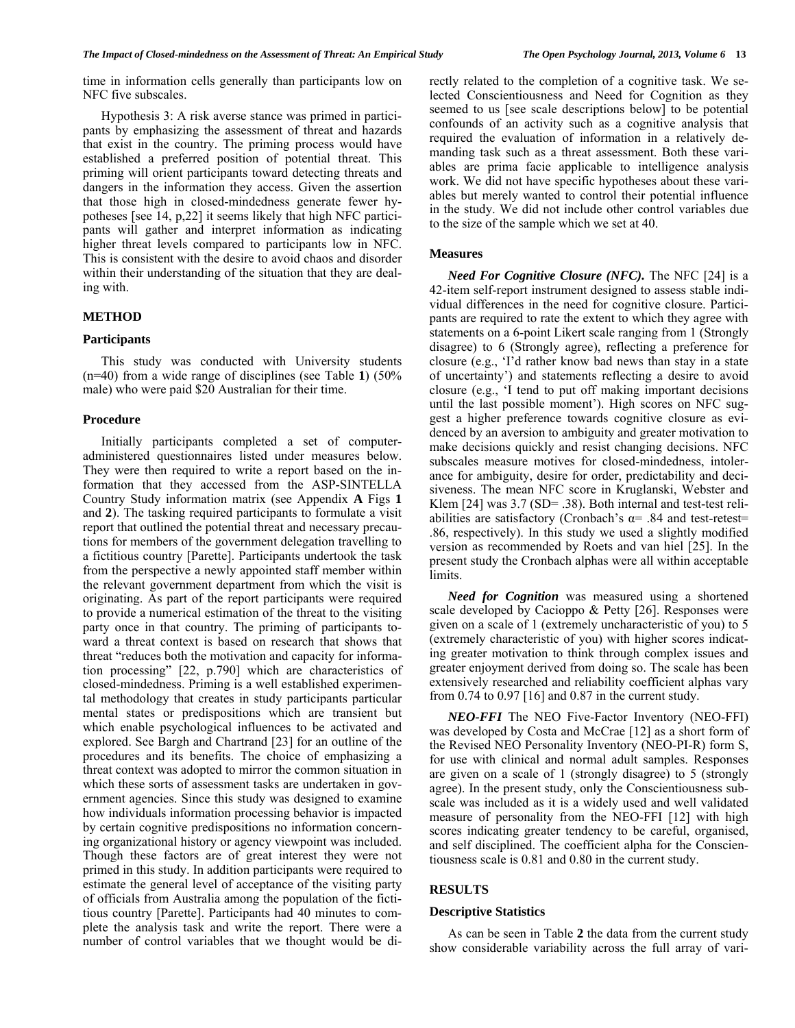time in information cells generally than participants low on NFC five subscales.

Hypothesis 3: A risk averse stance was primed in participants by emphasizing the assessment of threat and hazards that exist in the country. The priming process would have established a preferred position of potential threat. This priming will orient participants toward detecting threats and dangers in the information they access. Given the assertion that those high in closed-mindedness generate fewer hypotheses [see 14, p,22] it seems likely that high NFC participants will gather and interpret information as indicating higher threat levels compared to participants low in NFC. This is consistent with the desire to avoid chaos and disorder within their understanding of the situation that they are dealing with.

## METHOD

### Participants

This study was conducted with University students (n=40) from a wide range of disciplines (see Table **1**) (50% male) who were paid $20 Australian for their time.

### Procedure

Initially participants completed a set of computer-administered questionnaires listed under measures below. They were then required to write a report based on the information that they accessed from the ASP-SINTELLA Country Study information matrix (see Appendix **A** Figs **1** and **2**). The tasking required participants to formulate a visit report that outlined the potential threat and necessary precautions for members of the government delegation travelling to a fictitious country [Parette]. Participants undertook the task from the perspective a newly appointed staff member within the relevant government department from which the visit is originating. As part of the report participants were required to provide a numerical estimation of the threat to the visiting party once in that country. The priming of participants toward a threat context is based on research that shows that threat "reduces both the motivation and capacity for information processing" [22, p.790] which are characteristics of closed-mindedness. Priming is a well established experimental methodology that creates in study participants particular mental states or predispositions which are transient but which enable psychological influences to be activated and explored. See Bargh and Chartrand [23] for an outline of the procedures and its benefits. The choice of emphasizing a threat context was adopted to mirror the common situation in which these sorts of assessment tasks are undertaken in government agencies. Since this study was designed to examine how individuals information processing behavior is impacted by certain cognitive predispositions no information concerning organizational history or agency viewpoint was included. Though these factors are of great interest they were not primed in this study. In addition participants were required to estimate the general level of acceptance of the visiting party of officials from Australia among the population of the fictitious country [Parette]. Participants had 40 minutes to complete the analysis task and write the report. There were a number of control variables that we thought would be directly related to the completion of a cognitive task. We selected Conscientiousness and Need for Cognition as they seemed to us [see scale descriptions below] to be potential confounds of an activity such as a cognitive analysis that required the evaluation of information in a relatively demanding task such as a threat assessment. Both these variables are prima facie applicable to intelligence analysis work. We did not have specific hypotheses about these variables but merely wanted to control their potential influence in the study. We did not include other control variables due to the size of the sample which we set at 40.

### Measures

***Need For Cognitive Closure (NFC).*** The NFC [24] is a 42-item self-report instrument designed to assess stable individual differences in the need for cognitive closure. Participants are required to rate the extent to which they agree with statements on a 6-point Likert scale ranging from 1 (Strongly disagree) to 6 (Strongly agree), reflecting a preference for closure (e.g., 'I'd rather know bad news than stay in a state of uncertainty') and statements reflecting a desire to avoid closure (e.g., 'I tend to put off making important decisions until the last possible moment'). High scores on NFC suggest a higher preference towards cognitive closure as evidenced by an aversion to ambiguity and greater motivation to make decisions quickly and resist changing decisions. NFC subscales measure motives for closed-mindedness, intolerance for ambiguity, desire for order, predictability and decisiveness. The mean NFC score in Kruglanski, Webster and Klem [24] was 3.7 (SD= .38). Both internal and test-test reliabilities are satisfactory (Cronbach's α= .84 and test-retest= .86, respectively). In this study we used a slightly modified version as recommended by Roets and van hiel [25]. In the present study the Cronbach alphas were all within acceptable limits.

***Need for Cognition*** was measured using a shortened scale developed by Cacioppo & Petty [26]. Responses were given on a scale of 1 (extremely uncharacteristic of you) to 5 (extremely characteristic of you) with higher scores indicating greater motivation to think through complex issues and greater enjoyment derived from doing so. The scale has been extensively researched and reliability coefficient alphas vary from 0.74 to 0.97 [16] and 0.87 in the current study.

***NEO-FFI*** The NEO Five-Factor Inventory (NEO-FFI) was developed by Costa and McCrae [12] as a short form of the Revised NEO Personality Inventory (NEO-PI-R) form S, for use with clinical and normal adult samples. Responses are given on a scale of 1 (strongly disagree) to 5 (strongly agree). In the present study, only the Conscientiousness subscale was included as it is a widely used and well validated measure of personality from the NEO-FFI [12] with high scores indicating greater tendency to be careful, organised, and self disciplined. The coefficient alpha for the Conscientiousness scale is 0.81 and 0.80 in the current study.

## RESULTS

### Descriptive Statistics

As can be seen in Table **2** the data from the current study show considerable variability across the full array of vari-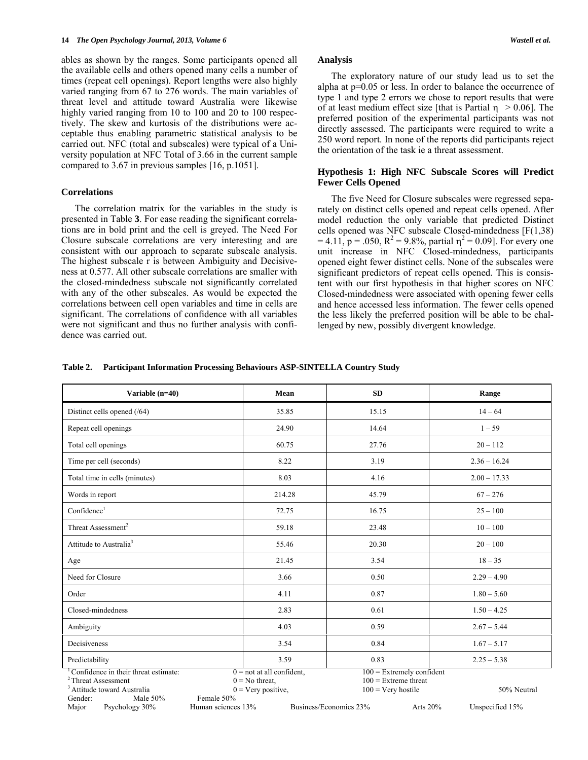ables as shown by the ranges. Some participants opened all the available cells and others opened many cells a number of times (repeat cell openings). Report lengths were also highly varied ranging from 67 to 276 words. The main variables of threat level and attitude toward Australia were likewise highly varied ranging from 10 to 100 and 20 to 100 respectively. The skew and kurtosis of the distributions were acceptable thus enabling parametric statistical analysis to be carried out. NFC (total and subscales) were typical of a University population at NFC Total of 3.66 in the current sample compared to 3.67 in previous samples [16, p.1051].

### Correlations

The correlation matrix for the variables in the study is presented in Table **3**. For ease reading the significant correlations are in bold print and the cell is greyed. The Need For Closure subscale correlations are very interesting and are consistent with our approach to separate subscale analysis. The highest subscale r is between Ambiguity and Decisiveness at 0.577. All other subscale correlations are smaller with the closed-mindedness subscale not significantly correlated with any of the other subscales. As would be expected the correlations between cell open variables and time in cells are significant. The correlations of confidence with all variables were not significant and thus no further analysis with confidence was carried out.

### Analysis

The exploratory nature of our study lead us to set the alpha at p=0.05 or less. In order to balance the occurrence of type 1 and type 2 errors we chose to report results that were of at least medium effect size [that is Partial $\eta > 0.06$]. The preferred position of the experimental participants was not directly assessed. The participants were required to write a 250 word report. In none of the reports did participants reject the orientation of the task ie a threat assessment.

### Hypothesis 1: High NFC Subscale Scores will Predict Fewer Cells Opened

The five Need for Closure subscales were regressed separately on distinct cells opened and repeat cells opened. After model reduction the only variable that predicted Distinct cells opened was NFC subscale Closed-mindedness [$F(1,38) = 4.11$, $p = .050$, $R^2 = 9.8\%$, partial $\eta^2 = 0.09$]. For every one unit increase in NFC Closed-mindedness, participants opened eight fewer distinct cells. None of the subscales were significant predictors of repeat cells opened. This is consistent with our first hypothesis in that higher scores on NFC Closed-mindedness were associated with opening fewer cells and hence accessed less information. The fewer cells opened the less likely the preferred position will be able to be challenged by new, possibly divergent knowledge.

**Table 2. Participant Information Processing Behaviours ASP-SINTELLA Country Study**

| Variable (n=40) | Mean | SD | Range |
|---|---|---|---|
| Distinct cells opened (/64) | 35.85 | 15.15 | 14 – 64 |
| Repeat cell openings | 24.90 | 14.64 | 1 – 59 |
| Total cell openings | 60.75 | 27.76 | 20 – 112 |
| Time per cell (seconds) | 8.22 | 3.19 | 2.36 – 16.24 |
| Total time in cells (minutes) | 8.03 | 4.16 | 2.00 – 17.33 |
| Words in report | 214.28 | 45.79 | 67 – 276 |
| Confidence[1] | 72.75 | 16.75 | 25 – 100 |
| Threat Assessment[2] | 59.18 | 23.48 | 10 – 100 |
| Attitude to Australia[3] | 55.46 | 20.30 | 20 – 100 |
| Age | 21.45 | 3.54 | 18 – 35 |
| Need for Closure | 3.66 | 0.50 | 2.29 – 4.90 |
| Order | 4.11 | 0.87 | 1.80 – 5.60 |
| Closed-mindedness | 2.83 | 0.61 | 1.50 – 4.25 |
| Ambiguity | 4.03 | 0.59 | 2.67 – 5.44 |
| Decisiveness | 3.54 | 0.84 | 1.67 – 5.17 |
| Predictability | 3.59 | 0.83 | 2.25 – 5.38 |

[1] Confidence in their threat estimate: 0 = not at all confident, 100 = Extremely confident
[2] Threat Assessment 0 = No threat, 100 = Extreme threat
[3] Attitude toward Australia 0 = Very positive, 100 = Very hostile 50% Neutral
Gender: Male 50% Female 50%
Major Psychology 30% Human sciences 13% Business/Economics 23% Arts 20% Unspecified 15%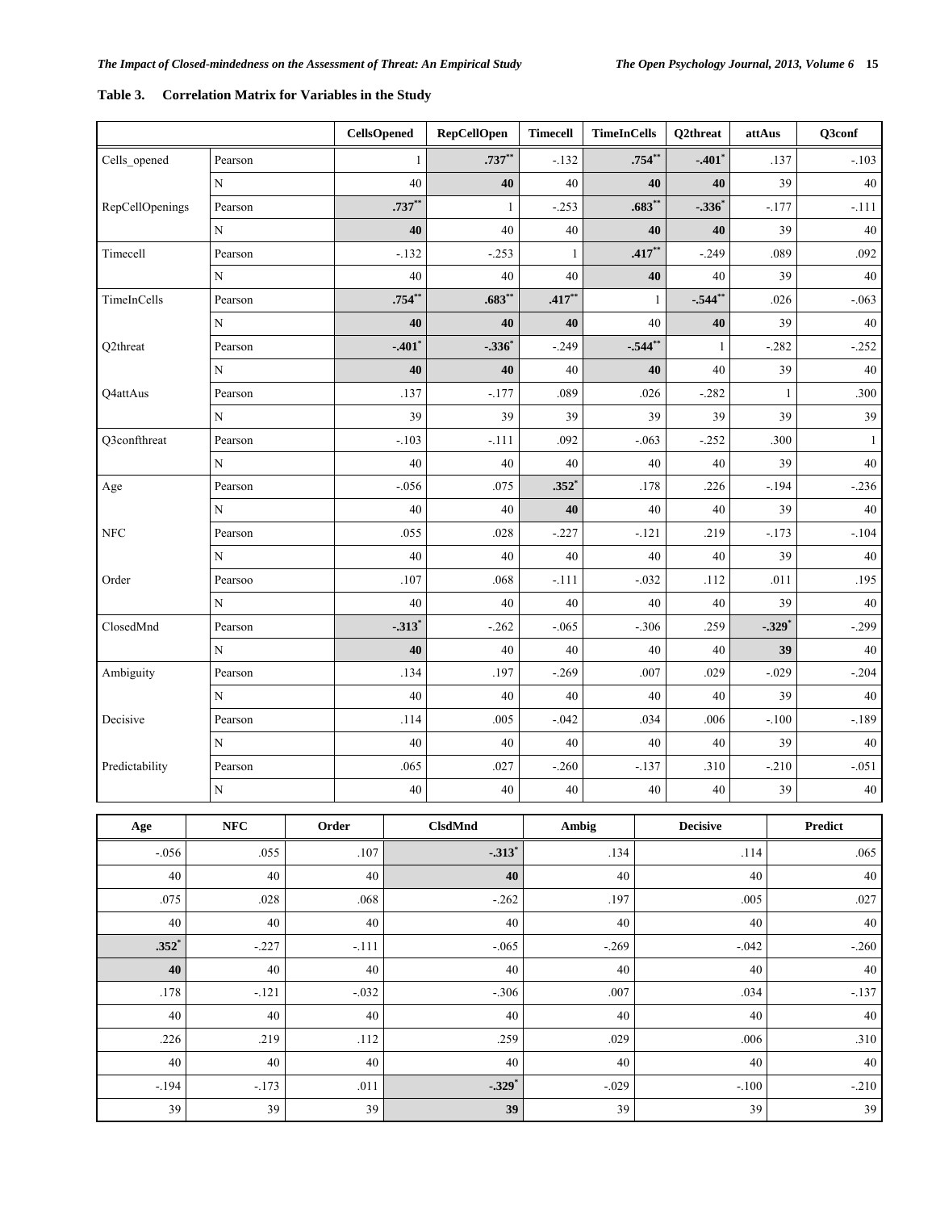**Table 3. Correlation Matrix for Variables in the Study**

| | | CellsOpened | RepCellOpen | Timecell | TimeInCells | Q2threat | attAus | Q3conf | Age | NFC | Order | ClsdMnd | Ambig | Decisive | Predict |
|---|---|---|---|---|---|---|---|---|---|---|---|---|---|---|---|
| Cells_opened | Pearson | 1 | **$.737^{**}$** | -.132 | **$.754^{**}$** | **$-.401^{*}$** | .137 | -.103 | -.056 | .055 | .107 | **$-.313^{*}$** | .134 | .114 | .065 |
| | N | 40 | **40** | 40 | **40** | **40** | 39 | 40 | 40 | 40 | 40 | **40** | 40 | 40 | 40 |
| RepCellOpenings | Pearson | **$.737^{**}$** | 1 | -.253 | **$.683^{**}$** | **$-.336^{*}$** | -.177 | -.111 | .075 | .028 | .068 | -.262 | .197 | .005 | .027 |
| | N | **40** | 40 | 40 | **40** | **40** | 39 | 40 | 40 | 40 | 40 | 40 | 40 | 40 | 40 |
| Timecell | Pearson | -.132 | -.253 | 1 | **$.417^{**}$** | -.249 | .089 | .092 | **$.352^{*}$** | -.227 | -.111 | -.065 | -.269 | -.042 | -.260 |
| | N | 40 | 40 | 40 | **40** | 40 | 39 | 40 | **40** | 40 | 40 | 40 | 40 | 40 | 40 |
| TimeInCells | Pearson | **$.754^{**}$** | **$.683^{**}$** | **$.417^{**}$** | 1 | **$-.544^{**}$** | .026 | -.063 | .178 | -.121 | -.032 | -.306 | .007 | .034 | -.137 |
| | N | **40** | **40** | **40** | 40 | **40** | 39 | 40 | 40 | 40 | 40 | 40 | 40 | 40 | 40 |
| Q2threat | Pearson | **$-.401^{*}$** | **$-.336^{*}$** | -.249 | **$-.544^{**}$** | 1 | -.282 | -.252 | .226 | .219 | .112 | .259 | .029 | .006 | .310 |
| | N | **40** | **40** | 40 | **40** | 40 | 39 | 40 | 40 | 40 | 40 | 40 | 40 | 40 | 40 |
| Q4attAus | Pearson | .137 | -.177 | .089 | .026 | -.282 | 1 | .300 | -.194 | -.173 | .011 | **$-.329^{*}$** | -.029 | -.100 | -.210 |
| | N | 39 | 39 | 39 | 39 | 39 | 39 | 39 | 39 | 39 | 39 | **39** | 39 | 39 | 39 |
| Q3confthreat | Pearson | -.103 | -.111 | .092 | -.063 | -.252 | .300 | 1 | | | | | | | |
| | N | 40 | 40 | 40 | 40 | 40 | 39 | 40 | | | | | | | |
| Age | Pearson | -.056 | .075 | **$.352^{*}$** | .178 | .226 | -.194 | -.236 | | | | | | | |
| | N | 40 | 40 | **40** | 40 | 40 | 39 | 40 | | | | | | | |
| NFC | Pearson | .055 | .028 | -.227 | -.121 | .219 | -.173 | -.104 | | | | | | | |
| | N | 40 | 40 | 40 | 40 | 40 | 39 | 40 | | | | | | | |
| Order | Pearsoo | .107 | .068 | -.111 | -.032 | .112 | .011 | .195 | | | | | | | |
| | N | 40 | 40 | 40 | 40 | 40 | 39 | 40 | | | | | | | |
| ClosedMnd | Pearson | **$-.313^{*}$** | -.262 | -.065 | -.306 | .259 | **$-.329^{*}$** | -.299 | | | | | | | |
| | N | **40** | 40 | 40 | 40 | 40 | **39** | 40 | | | | | | | |
| Ambiguity | Pearson | .134 | .197 | -.269 | .007 | .029 | -.029 | -.204 | | | | | | | |
| | N | 40 | 40 | 40 | 40 | 40 | 39 | 40 | | | | | | | |
| Decisive | Pearson | .114 | .005 | -.042 | .034 | .006 | -.100 | -.189 | | | | | | | |
| | N | 40 | 40 | 40 | 40 | 40 | 39 | 40 | | | | | | | |
| Predictability | Pearson | .065 | .027 | -.260 | -.137 | .310 | -.210 | -.051 | | | | | | | |
| | N | 40 | 40 | 40 | 40 | 40 | 39 | 40 | | | | | | | |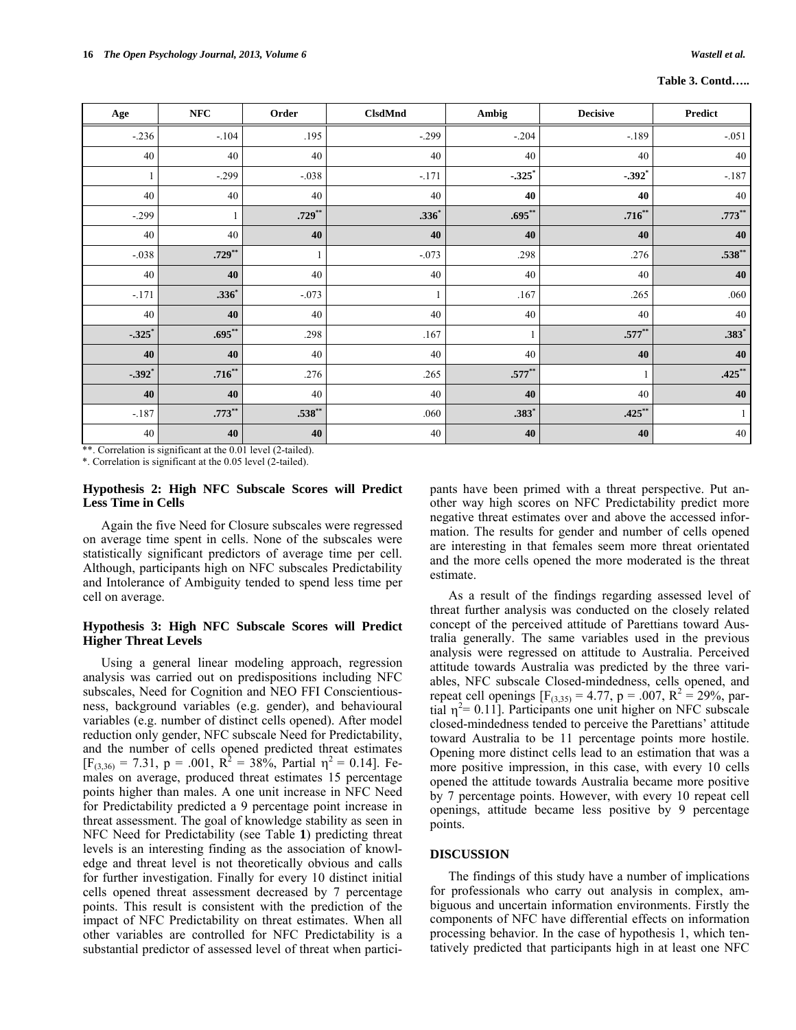**Table 3. Contd…..**

| Age | NFC | Order | ClsdMnd | Ambig | Decisive | Predict |
|---|---|---|---|---|---|---|
| -.236 | -.104 | .195 | -.299 | -.204 | -.189 | -.051 |
| 40 | 40 | 40 | 40 | 40 | 40 | 40 |
| 1 | -.299 | -.038 | -.171 | **-.325*** | **-.392*** | -.187 |
| 40 | 40 | 40 | 40 | **40** | **40** | 40 |
| -.299 | 1 | **.729**** | **.336*** | **.695**** | **.716**** | **.773**** |
| 40 | 40 | **40** | **40** | **40** | **40** | **40** |
| -.038 | **.729**** | 1 | -.073 | .298 | .276 | **.538**** |
| 40 | **40** | 40 | 40 | 40 | 40 | **40** |
| -.171 | **.336*** | -.073 | 1 | .167 | .265 | .060 |
| 40 | **40** | 40 | 40 | 40 | 40 | 40 |
| **-.325*** | **.695**** | .298 | .167 | 1 | **.577**** | **.383*** |
| **40** | **40** | 40 | 40 | 40 | **40** | **40** |
| **-.392*** | **.716**** | .276 | .265 | **.577**** | 1 | **.425**** |
| **40** | **40** | 40 | 40 | **40** | 40 | **40** |
| -.187 | **.773**** | **.538**** | .060 | **.383*** | **.425**** | 1 |
| 40 | **40** | **40** | 40 | **40** | **40** | 40 |

**. Correlation is significant at the 0.01 level (2-tailed).

*. Correlation is significant at the 0.05 level (2-tailed).

### Hypothesis 2: High NFC Subscale Scores will Predict Less Time in Cells

Again the five Need for Closure subscales were regressed on average time spent in cells. None of the subscales were statistically significant predictors of average time per cell. Although, participants high on NFC subscales Predictability and Intolerance of Ambiguity tended to spend less time per cell on average.

### Hypothesis 3: High NFC Subscale Scores will Predict Higher Threat Levels

Using a general linear modeling approach, regression analysis was carried out on predispositions including NFC subscales, Need for Cognition and NEO FFI Conscientiousness, background variables (e.g. gender), and behavioural variables (e.g. number of distinct cells opened). After model reduction only gender, NFC subscale Need for Predictability, and the number of cells opened predicted threat estimates [$F_{(3,36)} = 7.31$, $p = .001$, $R^2 = 38\%$, Partial $\eta^2 = 0.14$]. Females on average, produced threat estimates 15 percentage points higher than males. A one unit increase in NFC Need for Predictability predicted a 9 percentage point increase in threat assessment. The goal of knowledge stability as seen in NFC Need for Predictability (see Table **1**) predicting threat levels is an interesting finding as the association of knowledge and threat level is not theoretically obvious and calls for further investigation. Finally for every 10 distinct initial cells opened threat assessment decreased by 7 percentage points. This result is consistent with the prediction of the impact of NFC Predictability on threat estimates. When all other variables are controlled for NFC Predictability is a substantial predictor of assessed level of threat when participants have been primed with a threat perspective. Put another way high scores on NFC Predictability predict more negative threat estimates over and above the accessed information. The results for gender and number of cells opened are interesting in that females seem more threat orientated and the more cells opened the more moderated is the threat estimate.

As a result of the findings regarding assessed level of threat further analysis was conducted on the closely related concept of the perceived attitude of Parettians toward Australia generally. The same variables used in the previous analysis were regressed on attitude to Australia. Perceived attitude towards Australia was predicted by the three variables, NFC subscale Closed-mindedness, cells opened, and repeat cell openings [$F_{(3,35)} = 4.77$, $p = .007$, $R^2 = 29\%$, partial $\eta^2 = 0.11$]. Participants one unit higher on NFC subscale closed-mindedness tended to perceive the Parettians' attitude toward Australia to be 11 percentage points more hostile. Opening more distinct cells lead to an estimation that was a more positive impression, in this case, with every 10 cells opened the attitude towards Australia became more positive by 7 percentage points. However, with every 10 repeat cell openings, attitude became less positive by 9 percentage points.

## DISCUSSION

The findings of this study have a number of implications for professionals who carry out analysis in complex, ambiguous and uncertain information environments. Firstly the components of NFC have differential effects on information processing behavior. In the case of hypothesis 1, which tentatively predicted that participants high in at least one NFC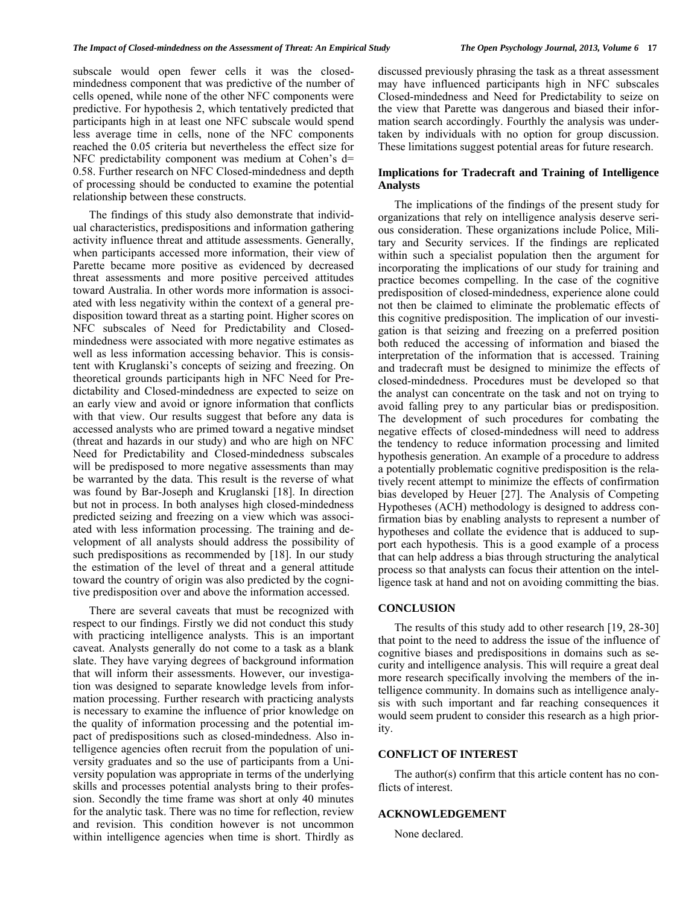subscale would open fewer cells it was the closed-mindedness component that was predictive of the number of cells opened, while none of the other NFC components were predictive. For hypothesis 2, which tentatively predicted that participants high in at least one NFC subscale would spend less average time in cells, none of the NFC components reached the 0.05 criteria but nevertheless the effect size for NFC predictability component was medium at Cohen's d= 0.58. Further research on NFC Closed-mindedness and depth of processing should be conducted to examine the potential relationship between these constructs.

The findings of this study also demonstrate that individual characteristics, predispositions and information gathering activity influence threat and attitude assessments. Generally, when participants accessed more information, their view of Parette became more positive as evidenced by decreased threat assessments and more positive perceived attitudes toward Australia. In other words more information is associated with less negativity within the context of a general predisposition toward threat as a starting point. Higher scores on NFC subscales of Need for Predictability and Closed-mindedness were associated with more negative estimates as well as less information accessing behavior. This is consistent with Kruglanski's concepts of seizing and freezing. On theoretical grounds participants high in NFC Need for Predictability and Closed-mindedness are expected to seize on an early view and avoid or ignore information that conflicts with that view. Our results suggest that before any data is accessed analysts who are primed toward a negative mindset (threat and hazards in our study) and who are high on NFC Need for Predictability and Closed-mindedness subscales will be predisposed to more negative assessments than may be warranted by the data. This result is the reverse of what was found by Bar-Joseph and Kruglanski [18]. In direction but not in process. In both analyses high closed-mindedness predicted seizing and freezing on a view which was associated with less information processing. The training and development of all analysts should address the possibility of such predispositions as recommended by [18]. In our study the estimation of the level of threat and a general attitude toward the country of origin was also predicted by the cognitive predisposition over and above the information accessed.

There are several caveats that must be recognized with respect to our findings. Firstly we did not conduct this study with practicing intelligence analysts. This is an important caveat. Analysts generally do not come to a task as a blank slate. They have varying degrees of background information that will inform their assessments. However, our investigation was designed to separate knowledge levels from information processing. Further research with practicing analysts is necessary to examine the influence of prior knowledge on the quality of information processing and the potential impact of predispositions such as closed-mindedness. Also intelligence agencies often recruit from the population of university graduates and so the use of participants from a University population was appropriate in terms of the underlying skills and processes potential analysts bring to their profession. Secondly the time frame was short at only 40 minutes for the analytic task. There was no time for reflection, review and revision. This condition however is not uncommon within intelligence agencies when time is short. Thirdly as discussed previously phrasing the task as a threat assessment may have influenced participants high in NFC subscales Closed-mindedness and Need for Predictability to seize on the view that Parette was dangerous and biased their information search accordingly. Fourthly the analysis was undertaken by individuals with no option for group discussion. These limitations suggest potential areas for future research.

### Implications for Tradecraft and Training of Intelligence Analysts

The implications of the findings of the present study for organizations that rely on intelligence analysis deserve serious consideration. These organizations include Police, Military and Security services. If the findings are replicated within such a specialist population then the argument for incorporating the implications of our study for training and practice becomes compelling. In the case of the cognitive predisposition of closed-mindedness, experience alone could not then be claimed to eliminate the problematic effects of this cognitive predisposition. The implication of our investigation is that seizing and freezing on a preferred position both reduced the accessing of information and biased the interpretation of the information that is accessed. Training and tradecraft must be designed to minimize the effects of closed-mindedness. Procedures must be developed so that the analyst can concentrate on the task and not on trying to avoid falling prey to any particular bias or predisposition. The development of such procedures for combating the negative effects of closed-mindedness will need to address the tendency to reduce information processing and limited hypothesis generation. An example of a procedure to address a potentially problematic cognitive predisposition is the relatively recent attempt to minimize the effects of confirmation bias developed by Heuer [27]. The Analysis of Competing Hypotheses (ACH) methodology is designed to address confirmation bias by enabling analysts to represent a number of hypotheses and collate the evidence that is adduced to support each hypothesis. This is a good example of a process that can help address a bias through structuring the analytical process so that analysts can focus their attention on the intelligence task at hand and not on avoiding committing the bias.

## CONCLUSION

The results of this study add to other research [19, 28-30] that point to the need to address the issue of the influence of cognitive biases and predispositions in domains such as security and intelligence analysis. This will require a great deal more research specifically involving the members of the intelligence community. In domains such as intelligence analysis with such important and far reaching consequences it would seem prudent to consider this research as a high priority.

## CONFLICT OF INTEREST

The author(s) confirm that this article content has no conflicts of interest.

## ACKNOWLEDGEMENT

None declared.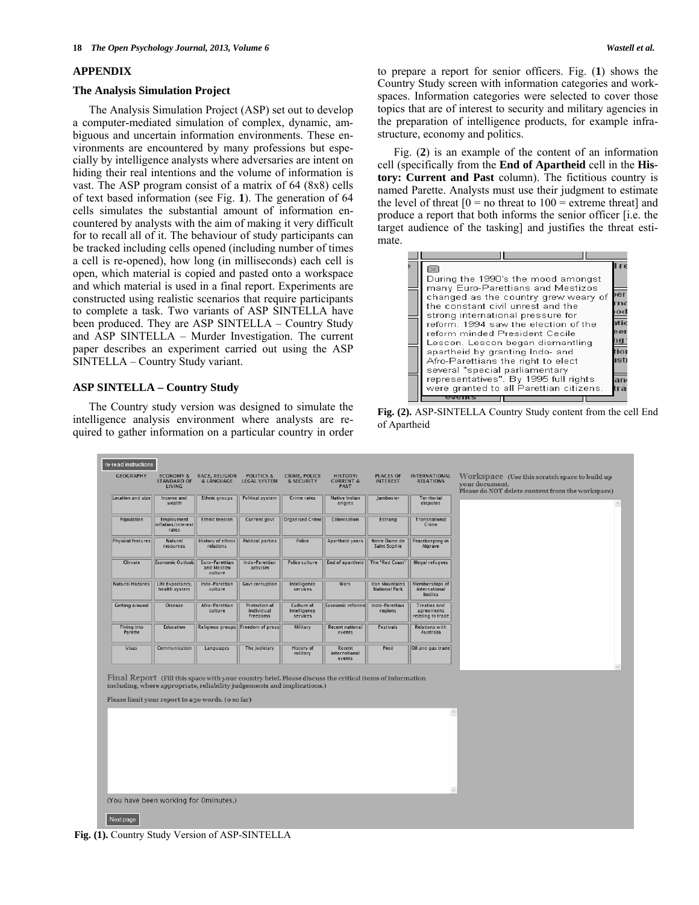## APPENDIX

### The Analysis Simulation Project

The Analysis Simulation Project (ASP) set out to develop a computer-mediated simulation of complex, dynamic, ambiguous and uncertain information environments. These environments are encountered by many professions but especially by intelligence analysts where adversaries are intent on hiding their real intentions and the volume of information is vast. The ASP program consist of a matrix of 64 (8x8) cells of text based information (see Fig. **1**). The generation of 64 cells simulates the substantial amount of information encountered by analysts with the aim of making it very difficult for to recall all of it. The behaviour of study participants can be tracked including cells opened (including number of times a cell is re-opened), how long (in milliseconds) each cell is open, which material is copied and pasted onto a workspace and which material is used in a final report. Experiments are constructed using realistic scenarios that require participants to complete a task. Two variants of ASP SINTELLA have been produced. They are ASP SINTELLA – Country Study and ASP SINTELLA – Murder Investigation. The current paper describes an experiment carried out using the ASP SINTELLA – Country Study variant.

### ASP SINTELLA – Country Study

The Country study version was designed to simulate the intelligence analysis environment where analysts are required to gather information on a particular country in order to prepare a report for senior officers. Fig. (**1**) shows the Country Study screen with information categories and workspaces. Information categories were selected to cover those topics that are of interest to security and military agencies in the preparation of intelligence products, for example infrastructure, economy and politics.

Fig. (**2**) is an example of the content of an information cell (specifically from the **End of Apartheid** cell in the **History: Current and Past** column). The fictitious country is named Parette. Analysts must use their judgment to estimate the level of threat [0 = no threat to 100 = extreme threat] and produce a report that both informs the senior officer [i.e. the target audience of the tasking] and justifies the threat estimate.

**Fig. (2).** ASP-SINTELLA Country Study content from the cell End of Apartheid

**Fig. (1).** Country Study Version of ASP-SINTELLA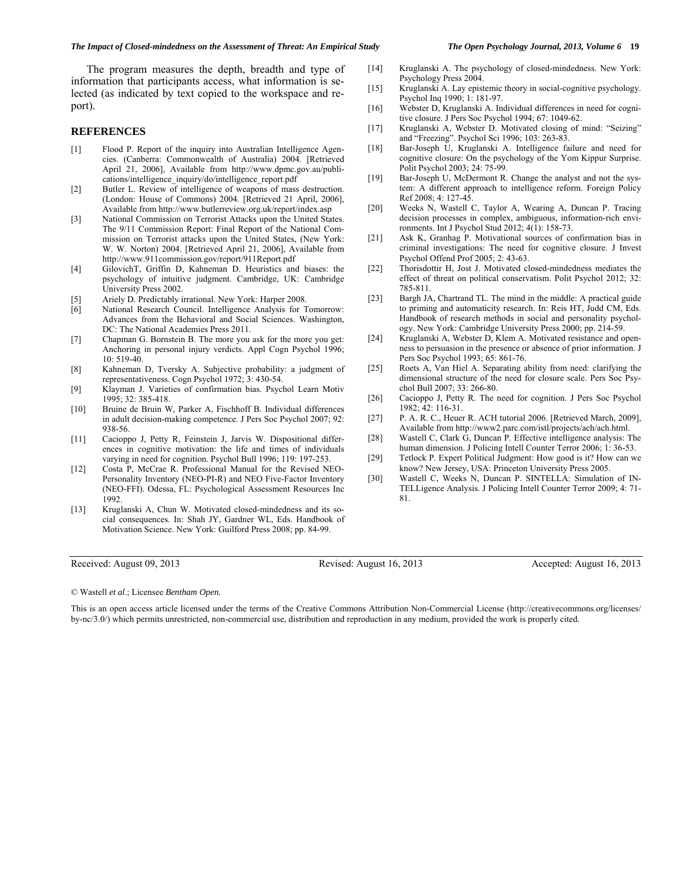The program measures the depth, breadth and type of information that participants access, what information is selected (as indicated by text copied to the workspace and report).

## REFERENCES

[1] Flood P. Report of the inquiry into Australian Intelligence Agencies. (Canberra: Commonwealth of Australia) 2004. [Retrieved April 21, 2006], Available from http://www.dpmc.gov.au/publications/intelligence_inquiry/do/intelligence_report.pdf

[2] Butler L. Review of intelligence of weapons of mass destruction. (London: House of Commons) 2004. [Retrieved 21 April, 2006], Available from http://www.butlerreview.org.uk/report/index.asp

[3] National Commission on Terrorist Attacks upon the United States. The 9/11 Commission Report: Final Report of the National Commission on Terrorist attacks upon the United States, (New York: W. W. Norton) 2004. [Retrieved April 21, 2006], Available from http://www.911commission.gov/report/911Report.pdf

[4] GilovichT, Griffin D, Kahneman D. Heuristics and biases: the psychology of intuitive judgment. Cambridge, UK: Cambridge University Press 2002.

[5] Ariely D. Predictably irrational. New York: Harper 2008.

[6] National Research Council. Intelligence Analysis for Tomorrow: Advances from the Behavioral and Social Sciences. Washington, DC: The National Academies Press 2011.

[7] Chapman G. Bornstein B. The more you ask for the more you get: Anchoring in personal injury verdicts. Appl Cogn Psychol 1996; 10: 519-40.

[8] Kahneman D, Tversky A. Subjective probability: a judgment of representativeness. Cogn Psychol 1972; 3: 430-54.

[9] Klayman J. Varieties of confirmation bias. Psychol Learn Motiv 1995; 32: 385-418.

[10] Bruine de Bruin W, Parker A, Fischhoff B. Individual differences in adult decision-making competence. J Pers Soc Psychol 2007; 92: 938-56.

[11] Cacioppo J, Petty R, Feinstein J, Jarvis W. Dispositional differences in cognitive motivation: the life and times of individuals varying in need for cognition. Psychol Bull 1996; 119: 197-253.

[12] Costa P, McCrae R. Professional Manual for the Revised NEO-Personality Inventory (NEO-PI-R) and NEO Five-Factor Inventory (NEO-FFI). Odessa, FL: Psychological Assessment Resources Inc 1992.

[13] Kruglanski A, Chun W. Motivated closed-mindedness and its social consequences. In: Shah JY, Gardner WL, Eds. Handbook of Motivation Science. New York: Guilford Press 2008; pp. 84-99.

[14] Kruglanski A. The psychology of closed-mindedness. New York: Psychology Press 2004.

[15] Kruglanski A. Lay epistemic theory in social-cognitive psychology. Psychol Inq 1990; 1: 181-97.

[16] Webster D, Kruglanski A. Individual differences in need for cognitive closure. J Pers Soc Psychol 1994; 67: 1049-62.

[17] Kruglanski A, Webster D. Motivated closing of mind: "Seizing" and "Freezing". Psychol Sci 1996; 103: 263-83.

[18] Bar-Joseph U, Kruglanski A. Intelligence failure and need for cognitive closure: On the psychology of the Yom Kippur Surprise. Polit Psychol 2003; 24: 75-99.

[19] Bar-Joseph U, McDermont R. Change the analyst and not the system: A different approach to intelligence reform. Foreign Policy Ref 2008; 4: 127-45.

[20] Weeks N, Wastell C, Taylor A, Wearing A, Duncan P. Tracing decision processes in complex, ambiguous, information-rich environments. Int J Psychol Stud 2012; 4(1): 158-73.

[21] Ask K, Granhag P. Motivational sources of confirmation bias in criminal investigations: The need for cognitive closure. J Invest Psychol Offend Prof 2005; 2: 43-63.

[22] Thorisdottir H, Jost J. Motivated closed-mindedness mediates the effect of threat on political conservatism. Polit Psychol 2012; 32: 785-811.

[23] Bargh JA, Chartrand TL. The mind in the middle: A practical guide to priming and automaticity research. In: Reis HT, Judd CM, Eds. Handbook of research methods in social and personality psychology. New York: Cambridge University Press 2000; pp. 214-59.

[24] Kruglanski A, Webster D, Klem A. Motivated resistance and openness to persuasion in the presence or absence of prior information. J Pers Soc Psychol 1993; 65: 861-76.

[25] Roets A, Van Hiel A. Separating ability from need: clarifying the dimensional structure of the need for closure scale. Pers Soc Psychol Bull 2007; 33: 266-80.

[26] Cacioppo J, Petty R. The need for cognition. J Pers Soc Psychol 1982; 42: 116-31.

[27] P. A. R. C., Heuer R. ACH tutorial 2006. [Retrieved March, 2009], Available from http://www2.parc.com/istl/projects/ach/ach.html.

[28] Wastell C, Clark G, Duncan P. Effective intelligence analysis: The human dimension. J Policing Intell Counter Terror 2006; 1: 36-53.

[29] Tetlock P. Expert Political Judgment: How good is it? How can we know? New Jersey, USA: Princeton University Press 2005.

[30] Wastell C, Weeks N, Duncan P. SINTELLA: Simulation of INTELLigence Analysis. J Policing Intell Counter Terror 2009; 4: 71-81.

Received: August 09, 2013 Revised: August 16, 2013 Accepted: August 16, 2013

© Wastell *et al*.; Licensee *Bentham Open.*

This is an open access article licensed under the terms of the Creative Commons Attribution Non-Commercial License (http://creativecommons.org/licenses/by-nc/3.0/) which permits unrestricted, non-commercial use, distribution and reproduction in any medium, provided the work is properly cited.